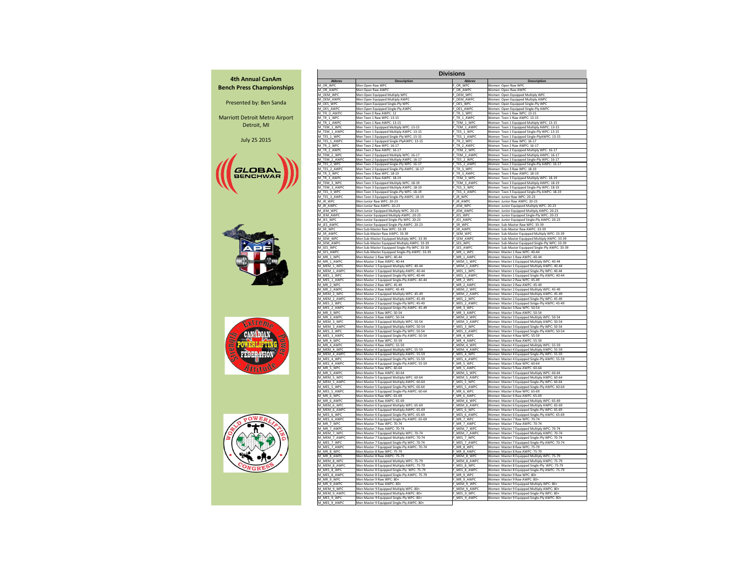# 4th Annual CanAm Bench Press Championships

Presented by: Ben Sanda

Marriott Detroit Metro Airport
Detroit, MI

July 25 2015

GLOBAL BENCHWAR

## Divisions

| Abbrev | Description | Abbrev | Description |
|---|---|---|---|
| M_OR_WPC | Men Open Raw WPC | F_OR_WPC | Women Open Raw WPC |
| M_OR_AWPC | Men Open Raw AWPC | F_OR_AWPC | Women Open Raw AWPC |
| M_OEM_WPC | Men Open Equipped Multiply WPC | F_OEM_WPC | Women Open Equipped Multiply WPC |
| M_OEM_AWPC | Men Open Equipped Multiply AWPC | F_OEM_AWPC | Women Open Equipped Multiply AWPC |
| M_OES_WPC | Men Open Equipped Single-Ply WPC | F_OES_WPC | Women Open Equipped Single-Ply WPC |
| M_OES_AWPC | Men Open Equipped Single-Ply AWPC | F_OES_AWPC | Women Open Equipped Single-Ply AWPC |
| M_TR_0_AWPC | Men Teen 0 Raw AWPC: 12 | F_TR_1_WPC | Women Teen 1 Raw WPC: 13-15 |
| M_TR_1_WPC | Men Teen 1 Raw WPC: 13-15 | F_TR_1_AWPC | Women Teen 1 Raw AWPC: 13-15 |
| M_TR_1_AWPC | Men Teen 1 Raw AWPC: 13-15 | F_TEM_1_WPC | Women Teen 1 Equipped Multiply WPC: 13-15 |
| M_TEM_1_WPC | Men Teen 1 Equipped Multiply WPC: 13-15 | F_TEM_1_AWPC | Women Teen 1 Equipped Multiply AWPC: 13-15 |
| M_TEM_1_AWPC | Men Teen 1 Equipped Multiply AWPC: 13-15 | F_TES_1_WPC | Women Teen 1 Equipped Single-Ply WPC: 13-15 |
| M_TES_1_WPC | Men Teen 1 Equipped Single-Ply WPC: 13-15 | F_TES_1_AWPC | Women Teen 1 Equipped Single-PlyAWPC: 13-15 |
| M_TES_1_AWPC | Men Teen 1 Equipped Single-PlyAWPC: 13-15 | F_TR_2_WPC | Women Teen 2 Raw WPC: 16-17 |
| M_TR_2_WPC | Men Teen 2 Raw WPC: 16-17 | F_TR_2_AWPC | Women Teen 2 Raw AWPC: 16-17 |
| M_TR_2_AWPC | Men Teen 2 Raw AWPC: 16-17 | F_TEM_2_WPC | Women Teen 2 Equipped Multiply WPC: 16-17 |
| M_TEM_2_WPC | Men Teen 2 Equipped Multiply WPC: 16-17 | F_TEM_2_AWPC | Women Teen 2 Equipped Multiply AWPC: 16-17 |
| M_TEM_2_AWPC | Men Teen 2 Equipped Multiply AWPC: 16-17 | F_TES_2_WPC | Women Teen 2 Equipped Single-Ply WPC: 16-17 |
| M_TES_2_WPC | Men Teen 2 Equipped Single-Ply WPC: 16-17 | F_TES_2_AWPC | Women Teen 2 Equipped Single-Ply AWPC: 16-17 |
| M_TES_2_AWPC | Men Teen 2 Equipped Single-Ply AWPC: 16-17 | F_TR_3_WPC | Women Teen 3 Raw WPC: 18-19 |
| M_TR_3_WPC | Men Teen 3 Raw WPC: 18-19 | F_TR_3_AWPC | Women Teen 3 Raw AWPC: 18-19 |
| M_TR_3_AWPC | Men Teen 3 Raw AWPC: 18-19 | F_TEM_3_WPC | Women Teen 3 Equipped Multiply WPC: 18-19 |
| M_TEM_3_WPC | Men Teen 3 Equipped Multiply WPC: 18-19 | F_TEM_3_AWPC | Women Teen 3 Equipped Multiply AWPC: 18-19 |
| M_TEM_3_AWPC | Men Teen 3 Equipped Multiply AWPC: 18-19 | F_TES_3_WPC | Women Teen 3 Equipped Single-Ply WPC: 18-19 |
| M_TES_3_WPC | Men Teen 3 Equipped Single-Ply WPC: 18-19 | F_TES_3_AWPC | Women Teen 3 Equipped Single-Ply AWPC: 18-19 |
| M_TES_3_AWPC | Men Teen 3 Equipped Single-Ply AWPC: 18-19 | F_JR_WPC | Women Junior Raw WPC: 20-23 |
| M_JR_WPC | Men Junior Raw WPC: 20-23 | F_JR_AWPC | Women Junior Raw AWPC: 20-23 |
| M_JR_AWPC | Men Junior Raw AWPC: 20-23 | F_JEM_WPC | Women Junior Equipped Multiply WPC: 20-23 |
| M_JEM_WPC | Men Junior Equipped Multiply WPC: 20-23 | F_JEM_AWPC | Women Junior Equipped Multiply AWPC: 20-23 |
| M_JEM_AWPC | Men Junior Equipped Multiply AWPC: 20-23 | F_JES_WPC | Women Junior Equipped Single-Ply WPC: 20-23 |
| M_JES_WPC | Men Junior Equipped Single-Ply WPC: 20-23 | F_JES_AWPC | Women Junior Equipped Single-Ply AWPC: 20-23 |
| M_JES_AWPC | Men Junior Equipped Single-Ply AWPC: 20-23 | F_SR_WPC | Women Sub-Master Raw WPC: 33-39 |
| M_SR_WPC | Men Sub-Master Raw WPC: 33-39 | F_SR_AWPC | Women Sub-Master Raw AWPC: 33-39 |
| M_SR_AWPC | Men Sub-Master Raw AWPC: 33-39 | F_SEM_WPC | Women Sub-Master Equipped Multiply WPC: 33-39 |
| M_SEM_WPC | Men Sub-Master Equipped Multiply WPC: 33-39 | F_SEM_AWPC | Women Sub-Master Equipped Multiply AWPC: 33-39 |
| M_SEM_AWPC | Men Sub-Master Equipped Multiply AWPC: 33-39 | F_SES_WPC | Women Sub-Master Equipped Single-Ply WPC: 33-39 |
| M_SES_WPC | Men Sub-Master Equipped Single-Ply WPC: 33-39 | F_SES_AWPC | Women Sub-Master Equipped Single-Ply AWPC: 33-39 |
| M_SES_AWPC | Men Sub-Master Equipped Single-Ply AWPC: 33-39 | F_MR_1_WPC | Women Master 1 Raw WPC: 40-44 |
| M_MR_1_WPC | Men Master 1 Raw WPC: 40-44 | F_MR_1_AWPC | Women Master 1 Raw AWPC: 40-44 |
| M_MR_1_AWPC | Men Master 1 Raw AWPC: 40-44 | F_MEM_1_WPC | Women Master 1 Equipped Multiply WPC: 40-44 |
| M_MEM_1_WPC | Men Master 1 Equipped Multiply WPC: 40-44 | F_MEM_1_AWPC | Women Master 1 Equipped Multiply AWPC: 40-44 |
| M_MEM_1_AWPC | Men Master 1 Equipped Multiply AWPC: 40-44 | F_MES_1_WPC | Women Master 1 Equipped Single-Ply WPC: 40-44 |
| M_MES_1_WPC | Men Master 1 Equipped Single-Ply WPC: 40-44 | F_MES_1_AWPC | Women Master 1 Equipped Single-Ply AWPC: 40-44 |
| M_MES_1_AWPC | Men Master 1 Equipped Single-Ply AWPC: 40-44 | F_MR_2_WPC | Women Master 2 Raw WPC: 45-49 |
| M_MR_2_WPC | Men Master 2 Raw WPC: 45-49 | F_MR_2_AWPC | Women Master 2 Raw AWPC: 45-49 |
| M_MR_2_AWPC | Men Master 2 Raw AWPC: 45-49 | F_MEM_2_WPC | Women Master 2 Equipped Multiply WPC: 45-49 |
| M_MEM_2_WPC | Men Master 2 Equipped Multiply WPC: 45-49 | F_MEM_2_AWPC | Women Master 2 Equipped Multiply AWPC: 45-49 |
| M_MEM_2_AWPC | Men Master 2 Equipped Multiply AWPC: 45-49 | F_MES_2_WPC | Women Master 2 Equipped Single-Ply WPC: 45-49 |
| M_MES_2_WPC | Men Master 2 Equipped Single-Ply WPC: 45-49 | F_MES_2_AWPC | Women Master 2 Equipped Single-Ply AWPC: 45-49 |
| M_MES_2_AWPC | Men Master 2 Equipped Single-Ply AWPC: 45-49 | F_MR_3_WPC | Women Master 3 Raw WPC: 50-54 |
| M_MR_3_WPC | Men Master 3 Raw WPC: 50-54 | F_MR_3_AWPC | Women Master 3 Raw AWPC: 50-54 |
| M_MR_3_AWPC | Men Master 3 Raw AWPC: 50-54 | F_MEM_3_WPC | Women Master 3 Equipped Multiply WPC: 50-54 |
| M_MEM_3_WPC | Men Master 3 Equipped Multiply WPC: 50-54 | F_MEM_3_AWPC | Women Master 3 Equipped Multiply AWPC: 50-54 |
| M_MEM_3_AWPC | Men Master 3 Equipped Multiply AWPC: 50-54 | F_MES_3_WPC | Women Master 3 Equipped Single-Ply WPC: 50-54 |
| M_MES_3_WPC | Men Master 3 Equipped Single-Ply WPC: 50-54 | F_MES_3_AWPC | Women Master 3 Equipped Single-Ply AWPC: 50-54 |
| M_MES_3_AWPC | Men Master 3 Equipped Single-Ply AWPC: 50-54 | F_MR_4_WPC | Women Master 4 Raw WPC: 55-59 |
| M_MR_4_WPC | Men Master 4 Raw WPC: 55-59 | F_MR_4_AWPC | Women Master 4 Raw AWPC: 55-59 |
| M_MR_4_AWPC | Men Master 4 Raw AWPC: 55-59 | F_MEM_4_WPC | Women Master 4 Equipped Multiply WPC: 55-59 |
| M_MEM_4_WPC | Men Master 4 Equipped Multiply WPC: 55-59 | F_MEM_4_AWPC | Women Master 4 Equipped Multiply AWPC: 55-59 |
| M_MEM_4_AWPC | Men Master 4 Equipped Multiply AWPC: 55-59 | F_MES_4_WPC | Women Master 4 Equipped Single-Ply WPC: 55-59 |
| M_MES_4_WPC | Men Master 4 Equipped Single-Ply WPC: 55-59 | F_MES_4_AWPC | Women Master 4 Equipped Single-Ply AWPC: 55-59 |
| M_MES_4_AWPC | Men Master 4 Equipped Single-Ply AWPC: 55-59 | F_MR_5_WPC | Women Master 5 Raw WPC: 60-64 |
| M_MR_5_WPC | Men Master 5 Raw WPC: 60-64 | F_MR_5_AWPC | Women Master 5 Raw AWPC: 60-64 |
| M_MR_5_AWPC | Men Master 5 Raw AWPC: 60-64 | F_MEM_5_WPC | Women Master 5 Equipped Multiply WPC: 60-64 |
| M_MEM_5_WPC | Men Master 5 Equipped Multiply WPC: 60-64 | F_MEM_5_AWPC | Women Master 5 Equipped Multiply AWPC: 60-64 |
| M_MEM_5_AWPC | Men Master 5 Equipped Multiply AWPC: 60-64 | F_MES_5_WPC | Women Master 5 Equipped Single-Ply WPC: 60-64 |
| M_MES_5_WPC | Men Master 5 Equipped Single-Ply WPC: 60-64 | F_MES_5_AWPC | Women Master 5 Equipped Single-Ply AWPC: 60-64 |
| M_MES_5_AWPC | Men Master 5 Equipped Single-Ply AWPC: 60-64 | F_MR_6_WPC | Women Master 6 Raw WPC: 65-69 |
| M_MR_6_WPC | Men Master 6 Raw WPC: 65-69 | F_MR_6_AWPC | Women Master 6 Raw AWPC: 65-69 |
| M_MR_6_AWPC | Men Master 6 Raw AWPC: 65-69 | F_MEM_6_WPC | Women Master 6 Equipped Multiply WPC: 65-69 |
| M_MEM_6_WPC | Men Master 6 Equipped Multiply WPC: 65-69 | F_MEM_6_AWPC | Women Master 6 Equipped Multiply AWPC: 65-69 |
| M_MEM_6_AWPC | Men Master 6 Equipped Multiply AWPC: 65-69 | F_MES_6_WPC | Women Master 6 Equipped Single-Ply WPC: 65-69 |
| M_MES_6_WPC | Men Master 6 Equipped Single-Ply WPC: 65-69 | F_MES_6_AWPC | Women Master 6 Equipped Single-Ply AWPC: 65-69 |
| M_MES_6_AWPC | Men Master 6 Equipped Single-Ply AWPC: 65-69 | F_MR_7_WPC | Women Master 7 Raw WPC: 70-74 |
| M_MR_7_WPC | Men Master 7 Raw WPC: 70-74 | F_MR_7_AWPC | Women Master 7 Raw AWPC: 70-74 |
| M_MR_7_AWPC | Men Master 7 Raw AWPC: 70-74 | F_MEM_7_WPC | Women Master 7 Equipped Multiply WPC: 70-74 |
| M_MEM_7_WPC | Men Master 7 Equipped Multiply WPC: 70-74 | F_MEM_7_AWPC | Women Master 7 Equipped Multiply AWPC: 70-74 |
| M_MEM_7_AWPC | Men Master 7 Equipped Multiply AWPC: 70-74 | F_MES_7_WPC | Women Master 7 Equipped Single-Ply WPC: 70-74 |
| M_MES_7_WPC | Men Master 7 Equipped Single-Ply WPC: 70-74 | F_MES_7_AWPC | Women Master 7 Equipped Single-Ply AWPC: 70-74 |
| M_MES_7_AWPC | Men Master 7 Equipped Single-Ply AWPC: 70-74 | F_MR_8_WPC | Women Master 8 Raw WPC: 75-79 |
| M_MR_8_WPC | Men Master 8 Raw WPC: 75-79 | F_MR_8_AWPC | Women Master 8 Raw AWPC: 75-79 |
| M_MR_8_AWPC | Men Master 8 Raw AWPC: 75-79 | F_MEM_8_WPC | Women Master 8 Equipped Multiply WPC: 75-79 |
| M_MEM_8_WPC | Men Master 8 Equipped Multiply WPC: 75-79 | F_MEM_8_AWPC | Women Master 8 Equipped Multiply AWPC: 75-79 |
| M_MEM_8_AWPC | Men Master 8 Equipped Multiply AWPC: 75-79 | F_MES_8_WPC | Women Master 8 Equipped Single-Ply WPC: 75-79 |
| M_MES_8_WPC | Men Master 8 Equipped Single-Ply WPC: 75-79 | F_MES_8_AWPC | Women Master 8 Equipped Single-Ply AWPC: 75-79 |
| M_MES_8_AWPC | Men Master 8 Equipped Single-Ply AWPC: 75-79 | F_MR_9_WPC | Women Master 9 Raw WPC: 80+ |
| M_MR_9_WPC | Men Master 9 Raw WPC: 80+ | F_MR_9_AWPC | Women Master 9 Raw AWPC: 80+ |
| M_MR_9_AWPC | Men Master 9 Raw AWPC: 80+ | F_MEM_9_WPC | Women Master 9 Equipped Multiply WPC: 80+ |
| M_MEM_9_WPC | Men Master 9 Equipped Multiply WPC: 80+ | F_MEM_9_AWPC | Women Master 9 Equipped Multiply AWPC: 80+ |
| M_MEM_9_AWPC | Men Master 9 Equipped Multiply AWPC: 80+ | F_MES_9_WPC | Women Master 9 Equipped Single-Ply WPC: 80+ |
| M_MES_9_WPC | Men Master 9 Equipped Single-Ply WPC: 80+ | F_MES_9_AWPC | Women Master 9 Equipped Single-Ply AWPC: 80+ |
| M_MES_9_AWPC | Men Master 9 Equipped Single-Ply AWPC: 80+ | | |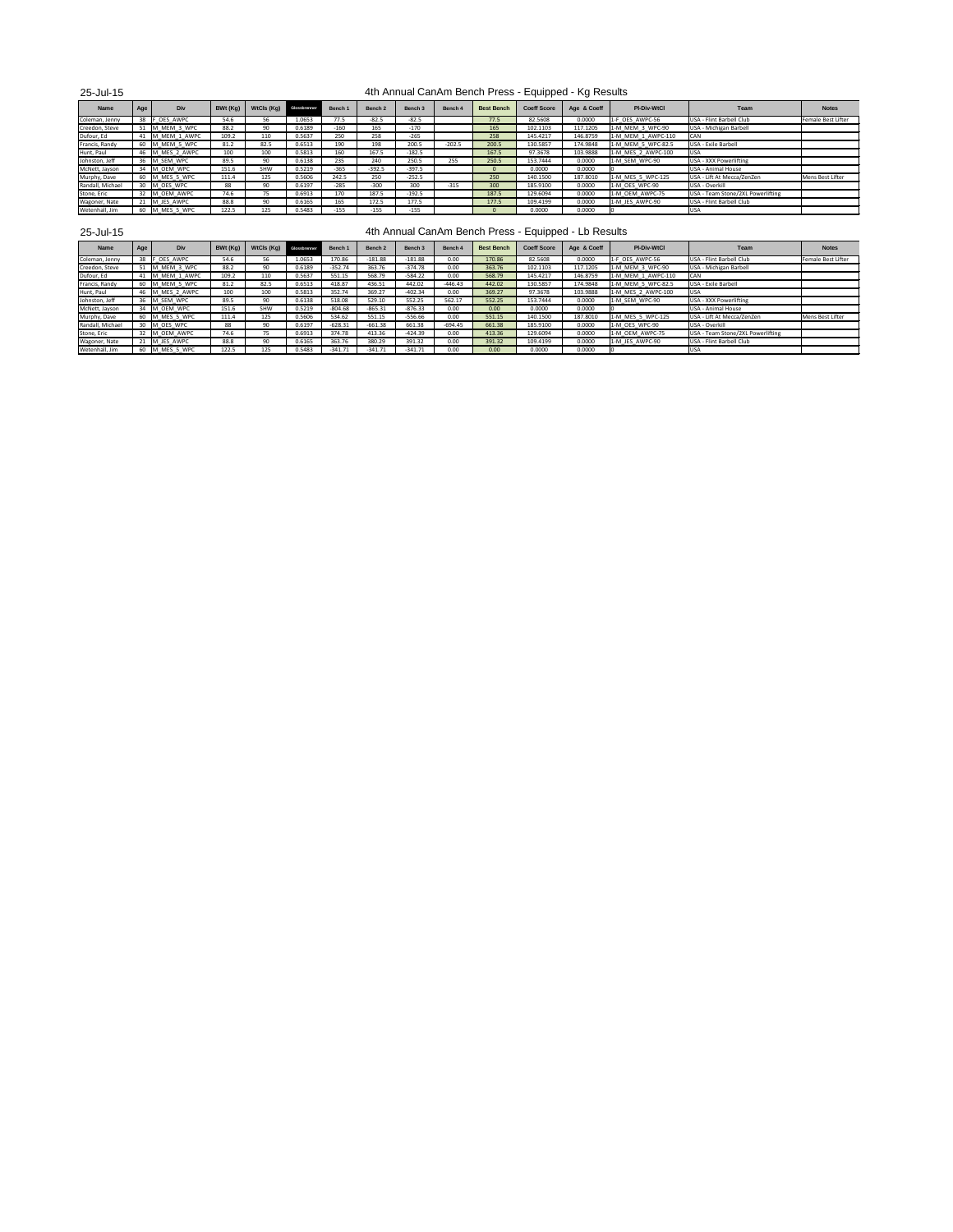25-Jul-15

## 4th Annual CanAm Bench Press - Equipped - Kg Results

| Name | Age | Div | BWt (Kg) | WtCls (Kg) | Glossbrenner | Bench 1 | Bench 2 | Bench 3 | Bench 4 | Best Bench | Coeff Score | Age & Coeff | Pl-Div-WtCl | Team | Notes |
|---|---|---|---|---|---|---|---|---|---|---|---|---|---|---|---|
| Coleman, Jenny | 38 | F_OES_AWPC | 54.6 | 56 | 1.0653 | 77.5 | -82.5 | -82.5 | | 77.5 | 82.5608 | 0.0000 | 1-F_OES_AWPC-56 | USA - Flint Barbell Club | Female Best Lifter |
| Creedon, Steve | 51 | M_MEM_3_WPC | 88.2 | 90 | 0.6189 | -160 | 165 | -170 | | 165 | 102.1103 | 117.1205 | 1-M_MEM_3_WPC-90 | USA - Michigan Barbell | |
| Dufour, Ed | 41 | M_MEM_1_AWPC | 109.2 | 110 | 0.5637 | 250 | 258 | -265 | | 258 | 145.4217 | 146.8759 | 1-M_MEM_1_AWPC-110 | CAN | |
| Francis, Randy | 60 | M_MEM_5_WPC | 81.2 | 82.5 | 0.6513 | 190 | 198 | 200.5 | -202.5 | 200.5 | 130.5857 | 174.9848 | 1-M_MEM_5_WPC-82.5 | USA - Exile Barbell | |
| Hunt, Paul | 46 | M_MES_2_AWPC | 100 | 100 | 0.5813 | 160 | 167.5 | -182.5 | | 167.5 | 97.3678 | 103.9888 | 1-M_MES_2_AWPC-100 | USA | |
| Johnston, Jeff | 36 | M_SEM_WPC | 89.5 | 90 | 0.6138 | 235 | 240 | 250.5 | 255 | 250.5 | 153.7444 | 0.0000 | 1-M_SEM_WPC-90 | USA - XXX Powerlifting | |
| McNett, Jayson | 34 | M_OEM_WPC | 151.6 | SHW | 0.5219 | -365 | -392.5 | -397.5 | | 0 | 0.0000 | 0.0000 | 0 | USA - Animal House | |
| Murphy, Dave | 60 | M_MES_5_WPC | 111.4 | 125 | 0.5606 | 242.5 | 250 | -252.5 | | 250 | 140.1500 | 187.8010 | 1-M_MES_5_WPC-125 | USA - Lift At Mecca/ZenZen | Mens Best Lifter |
| Randall, Michael | 30 | M_OES_WPC | 88 | 90 | 0.6197 | -285 | -300 | 300 | -315 | 300 | 185.9100 | 0.0000 | 1-M_OES_WPC-90 | USA - Overkill | |
| Stone, Eric | 32 | M_OEM_AWPC | 74.6 | 75 | 0.6913 | 170 | 187.5 | -192.5 | | 187.5 | 129.6094 | 0.0000 | 1-M_OEM_AWPC-75 | USA - Team Stone/2XL Powerlifting | |
| Wagoner, Nate | 21 | M_JES_AWPC | 88.8 | 90 | 0.6165 | 165 | 172.5 | 177.5 | | 177.5 | 109.4199 | 0.0000 | 1-M_JES_AWPC-90 | USA - Flint Barbell Club | |
| Wetenhall, Jim | 60 | M_MES_5_WPC | 122.5 | 125 | 0.5483 | -155 | -155 | -155 | | 0 | 0.0000 | 0.0000 | 0 | USA | |

25-Jul-15

## 4th Annual CanAm Bench Press - Equipped - Lb Results

| Name | Age | Div | BWt (Kg) | WtCls (Kg) | Glossbrenner | Bench 1 | Bench 2 | Bench 3 | Bench 4 | Best Bench | Coeff Score | Age & Coeff | Pl-Div-WtCl | Team | Notes |
|---|---|---|---|---|---|---|---|---|---|---|---|---|---|---|---|
| Coleman, Jenny | 38 | F_OES_AWPC | 54.6 | 56 | 1.0653 | 170.86 | -181.88 | -181.88 | 0.00 | 170.86 | 82.5608 | 0.0000 | 1-F_OES_AWPC-56 | USA - Flint Barbell Club | Female Best Lifter |
| Creedon, Steve | 51 | M_MEM_3_WPC | 88.2 | 90 | 0.6189 | -352.74 | 363.76 | -374.78 | 0.00 | 363.76 | 102.1103 | 117.1205 | 1-M_MEM_3_WPC-90 | USA - Michigan Barbell | |
| Dufour, Ed | 41 | M_MEM_1_AWPC | 109.2 | 110 | 0.5637 | 551.15 | 568.79 | -584.22 | 0.00 | 568.79 | 145.4217 | 146.8759 | 1-M_MEM_1_AWPC-110 | CAN | |
| Francis, Randy | 60 | M_MEM_5_WPC | 81.2 | 82.5 | 0.6513 | 418.87 | 436.51 | 442.02 | -446.43 | 442.02 | 130.5857 | 174.9848 | 1-M_MEM_5_WPC-82.5 | USA - Exile Barbell | |
| Hunt, Paul | 46 | M_MES_2_AWPC | 100 | 100 | 0.5813 | 352.74 | 369.27 | -402.34 | 0.00 | 369.27 | 97.3678 | 103.9888 | 1-M_MES_2_AWPC-100 | USA | |
| Johnston, Jeff | 36 | M_SEM_WPC | 89.5 | 90 | 0.6138 | 518.08 | 529.10 | 552.25 | 562.17 | 552.25 | 153.7444 | 0.0000 | 1-M_SEM_WPC-90 | USA - XXX Powerlifting | |
| McNett, Jayson | 34 | M_OEM_WPC | 151.6 | SHW | 0.5219 | -804.68 | -865.31 | -876.33 | 0.00 | 0.00 | 0.0000 | 0.0000 | 0 | USA - Animal House | |
| Murphy, Dave | 60 | M_MES_5_WPC | 111.4 | 125 | 0.5606 | 534.62 | 551.15 | -556.66 | 0.00 | 551.15 | 140.1500 | 187.8010 | 1-M_MES_5_WPC-125 | USA - Lift At Mecca/ZenZen | Mens Best Lifter |
| Randall, Michael | 30 | M_OES_WPC | 88 | 90 | 0.6197 | -628.31 | -661.38 | 661.38 | -694.45 | 661.38 | 185.9100 | 0.0000 | 1-M_OES_WPC-90 | USA - Overkill | |
| Stone, Eric | 32 | M_OEM_AWPC | 74.6 | 75 | 0.6913 | 374.78 | 413.36 | -424.39 | 0.00 | 413.36 | 129.6094 | 0.0000 | 1-M_OEM_AWPC-75 | USA - Team Stone/2XL Powerlifting | |
| Wagoner, Nate | 21 | M_JES_AWPC | 88.8 | 90 | 0.6165 | 363.76 | 380.29 | 391.32 | 0.00 | 391.32 | 109.4199 | 0.0000 | 1-M_JES_AWPC-90 | USA - Flint Barbell Club | |
| Wetenhall, Jim | 60 | M_MES_5_WPC | 122.5 | 125 | 0.5483 | -341.71 | -341.71 | -341.71 | 0.00 | 0.00 | 0.0000 | 0.0000 | 0 | USA | |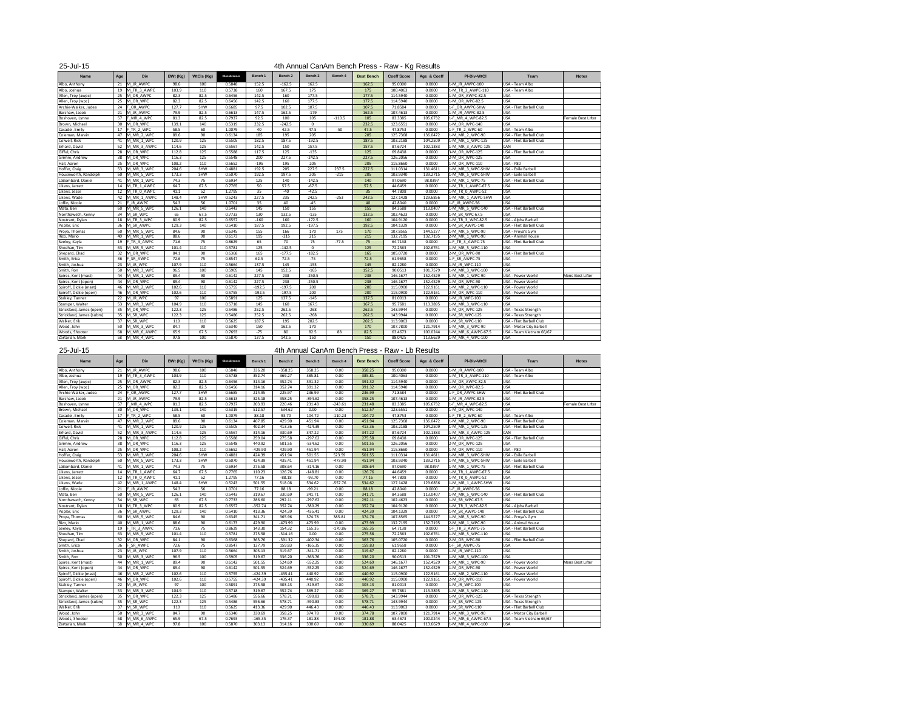25-Jul-15

# 4th Annual CanAm Bench Press - Raw - Kg Results

| Name | Age | Div | BWt (Kg) | WtCls (Kg) | Glossbrenner | Bench 1 | Bench 2 | Bench 3 | Bench 4 | Best Bench | Coeff Score | Age & Coeff | Pl-Div-WtCl | Team | Notes |
|---|---|---|---|---|---|---|---|---|---|---|---|---|---|---|---|
| Albo, Anthony | 21 | M_JR_AWPC | 98.6 | 100 | 0.5848 | 152.5 | -162.5 | 162.5 | | 162.5 | 95.0300 | 0.0000 | 1-M_JR_AWPC-100 | USA - Team Albo | |
| Albo, Joshua | 19 | M_TR_3_AWPC | 103.9 | 110 | 0.5738 | 160 | 167.5 | 175 | | 175 | 100.4063 | 0.0000 | 1-M_TR_3_AWPC-110 | USA - Team Albo | |
| Allen, Troy (awpc) | 25 | M_OR_AWPC | 82.3 | 82.5 | 0.6456 | 142.5 | 160 | 177.5 | | 177.5 | 114.5940 | 0.0000 | 1-M_OR_AWPC-82.5 | USA | |
| Allen, Troy (wpc) | 25 | M_OR_WPC | 82.3 | 82.5 | 0.6456 | 142.5 | 160 | 177.5 | | 177.5 | 114.5940 | 0.0000 | 1-M_OR_WPC-82.5 | USA | |
| Archie-Walker, Judea | 24 | F_OR_AWPC | 127.7 | SHW | 0.6685 | 97.5 | 102.5 | 107.5 | | 107.5 | 71.8584 | 0.0000 | 1-F_OR_AWPC-SHW | USA - Flint Barbell Club | |
| Barshaw, Jacob | 21 | M_JR_AWPC | 79.9 | 82.5 | 0.6613 | 147.5 | 162.5 | -179 | | 162.5 | 107.4613 | 0.0000 | 1-M_JR_AWPC-82.5 | USA | |
| Boshoven, Lynne | 57 | F_MR_4_WPC | 81.3 | 82.5 | 0.7937 | 92.5 | 100 | 105 | -110.5 | 105 | 83.3385 | 105.6732 | 1-F_MR_4_WPC-82.5 | USA | Female Best Lifter |
| Brown, Michael | 30 | M_OR_WPC | 139.1 | 140 | 0.5319 | 232.5 | -242.5 | 0 | | 232.5 | 123.6551 | 0.0000 | 1-M_OR_WPC-140 | USA | |
| Casadei, Emily | 17 | F_TR_2_WPC | 58.5 | 60 | 1.0079 | 40 | 42.5 | 47.5 | -50 | 47.5 | 47.8753 | 0.0000 | 1-F_TR_2_WPC-60 | USA - Team Albo | |
| Coleman, Marvin | 47 | M_MR_2_WPC | 89.6 | 90 | 0.6134 | 185 | 195 | 205 | | 205 | 125.7368 | 136.0472 | 1-M_MR_2_WPC-90 | USA - Flint Barbell Club | |
| Colwell, Rick | 41 | M_MR_1_WPC | 120.9 | 125 | 0.5505 | 182.5 | 187.5 | -192.5 | | 187.5 | 103.2188 | 104.2509 | 1-M_MR_1_WPC-125 | USA - Flint Barbell Club | |
| Erhard, David | 52 | M_MR_3_AWPC | 114.6 | 125 | 0.5567 | 142.5 | 150 | 157.5 | | 157.5 | 87.6724 | 102.1383 | 1-M_MR_3_AWPC-125 | CAN | |
| Giffel, Chris | 28 | M_OR_WPC | 112.8 | 125 | 0.5588 | 117.5 | 125 | -135 | | 125 | 69.8438 | 0.0000 | 3-M_OR_WPC-125 | USA - Flint Barbell Club | |
| Grimm, Andrew | 38 | M_OR_WPC | 116.3 | 125 | 0.5548 | 200 | 227.5 | -242.5 | | 227.5 | 126.2056 | 0.0000 | 2-M_OR_WPC-125 | USA | |
| Hall, Aaron | 25 | M_OR_WPC | 108.2 | 110 | 0.5652 | -195 | 195 | 205 | | 205 | 115.8660 | 0.0000 | 1-M_OR_WPC-110 | USA - P80 | |
| Hoffer, Craig | 53 | M_MR_3_WPC | 204.6 | SHW | 0.4881 | 192.5 | 205 | 227.5 | 237.5 | 227.5 | 111.0314 | 131.4611 | 1-M_MR_3_WPC-SHW | USA - Exile Barbell | |
| Houseworth, Randolph | 60 | M_MR_5_WPC | 173.3 | SHW | 0.5070 | 192.5 | 197.5 | 205 | -215 | 205 | 103.9340 | 139.2715 | 1-M_MR_5_WPC-SHW | USA - Exile Barbell | |
| LaBombard, Daniel | 41 | M_MR_1_WPC | 74.3 | 75 | 0.6934 | 125 | 140 | -142.5 | | 140 | 97.0690 | 98.0397 | 1-M_MR_1_WPC-75 | USA - Flint Barbell Club | |
| Likens, Jarrett | 14 | M_TR_1_AWPC | 64.7 | 67.5 | 0.7765 | 50 | 57.5 | -67.5 | | 57.5 | 44.6459 | 0.0000 | 1-M_TR_1_AWPC-67.5 | USA | |
| Likens, Jesse | 12 | M_TR_0_AWPC | 41.1 | 52 | 1.2795 | 35 | -40 | -42.5 | | 35 | 44.7808 | 0.0000 | 1-M_TR_0_AWPC-52 | USA | |
| Likens, Wade | 42 | M_MR_1_AWPC | 148.4 | SHW | 0.5243 | 227.5 | 235 | 242.5 | -253 | 242.5 | 127.1428 | 129.6856 | 1-M_MR_1_AWPC-SHW | USA | |
| Loflin, Nicole | 21 | F_JR_AWPC | 54.3 | 56 | 1.0701 | 35 | 40 | -45 | | 40 | 42.8040 | 0.0000 | 1-F_JR_AWPC-56 | USA | |
| Mata, Ben | 60 | M_MR_5_WPC | 126.1 | 140 | 0.5443 | 145 | 150 | 155 | | 155 | 84.3588 | 113.0407 | 1-M_MR_5_WPC-140 | USA - Flint Barbell Club | |
| Nonthaweth, Kenny | 34 | M_SR_WPC | 65 | 67.5 | 0.7733 | 130 | 132.5 | -135 | | 132.5 | 102.4623 | 0.0000 | 1-M_SR_WPC-67.5 | USA | |
| Nostrant, Dylan | 18 | M_TR_3_WPC | 80.9 | 82.5 | 0.6557 | -160 | 160 | -172.5 | | 160 | 104.9120 | 0.0000 | 1-M_TR_3_WPC-82.5 | USA - Alpha Barbell | |
| Poplar, Eric | 36 | M_SR_AWPC | 129.3 | 140 | 0.5410 | 187.5 | 192.5 | -197.5 | | 192.5 | 104.1329 | 0.0000 | 1-M_SR_AWPC-140 | USA - Flint Barbell Club | |
| Proya, Thomas | 60 | M_MR_5_WPC | 84.6 | 90 | 0.6345 | 155 | 166 | 170 | 175 | 170 | 107.8565 | 144.5277 | 1-M_MR_5_WPC-90 | USA - Proya's Gym | |
| Rizo, Mario | 40 | M_MR_1_WPC | 88.6 | 90 | 0.6173 | 195 | -215 | 215 | | 215 | 132.7195 | 132.7195 | 2-M_MR_1_WPC-90 | USA - Animal House | |
| Seeley, Kayla | 19 | F_TR_3_AWPC | 71.6 | 75 | 0.8629 | 65 | 70 | 75 | -77.5 | 75 | 64.7138 | 0.0000 | 1-F_TR_3_AWPC-75 | USA - Flint Barbell Club | |
| Sheehan, Tim | 63 | M_MR_5_WPC | 101.4 | 110 | 0.5781 | 125 | -142.5 | 0 | | 125 | 72.2563 | 102.6761 | 1-M_MR_5_WPC-110 | USA | |
| Shepard, Chad | 32 | M_OR_WPC | 84.1 | 90 | 0.6368 | 165 | -177.5 | -182.5 | | 165 | 105.0720 | 0.0000 | 2-M_OR_WPC-90 | USA - Flint Barbell Club | |
| Smith, Erica | 36 | F_SR_AWPC | 72.6 | 75 | 0.8547 | 62.5 | 72.5 | -75 | | 72.5 | 61.9658 | 0.0000 | 1-F_SR_AWPC-75 | USA | |
| Smith, Joshua | 23 | M_JR_WPC | 107.9 | 110 | 0.5664 | 137.5 | 145 | -155 | | 145 | 82.1280 | 0.0000 | 1-M_JR_WPC-110 | USA | |
| Smith, Ron | 50 | M_MR_3_WPC | 96.5 | 100 | 0.5905 | 145 | 152.5 | -165 | | 152.5 | 90.0513 | 101.7579 | 1-M_MR_3_WPC-100 | USA | |
| Spires, Kent (mast) | 44 | M_MR_1_WPC | 89.4 | 90 | 0.6142 | 227.5 | 238 | -250.5 | | 238 | 146.1677 | 152.4529 | 1-M_MR_1_WPC-90 | USA - Power World | Mens Best Lifter |
| Spires, Kent (open) | 44 | M_OR_WPC | 89.4 | 90 | 0.6142 | 227.5 | 238 | -250.5 | | 238 | 146.1677 | 152.4529 | 1-M_OR_WPC-90 | USA - Power World | |
| Spiroff, Dickie (mast) | 46 | M_MR_2_WPC | 102.6 | 110 | 0.5755 | -192.5 | -197.5 | 200 | | 200 | 115.0900 | 122.9161 | 1-M_MR_2_WPC-110 | USA - Power World | |
| Spiroff, Dickie (open) | 46 | M_OR_WPC | 102.6 | 110 | 0.5755 | -192.5 | -197.5 | 200 | | 200 | 115.0900 | 122.9161 | 2-M_OR_WPC-110 | USA - Power World | |
| Stakley, Tanner | 22 | M_JR_WPC | 97 | 100 | 0.5891 | 125 | 137.5 | -145 | | 137.5 | 81.0013 | 0.0000 | 1-M_JR_WPC-100 | USA | |
| Stamper, Walter | 53 | M_MR_3_WPC | 104.9 | 110 | 0.5718 | 145 | 160 | 167.5 | | 167.5 | 95.7681 | 113.3895 | 1-M_MR_3_WPC-110 | USA | |
| Strickland, James (open) | 35 | M_OR_WPC | 122.3 | 125 | 0.5486 | 252.5 | 262.5 | -268 | | 262.5 | 143.9944 | 0.0000 | 1-M_OR_WPC-125 | USA - Texas Strength | |
| Strickland, James (subm) | 35 | M_SR_WPC | 122.3 | 125 | 0.5486 | 252.5 | 262.5 | -268 | | 262.5 | 143.9944 | 0.0000 | 1-M_SR_WPC-125 | USA - Texas Strength | |
| Walker, Erik | 37 | M_SR_WPC | 110 | 110 | 0.5625 | 187.5 | 195 | 202.5 | | 202.5 | 113.9063 | 0.0000 | 1-M_SR_WPC-110 | USA - Flint Barbell Club | |
| Wood, John | 50 | M_MR_3_WPC | 84.7 | 90 | 0.6340 | 150 | 162.5 | 170 | | 170 | 107.7800 | 121.7914 | 1-M_MR_3_WPC-90 | USA - Motor City Barbell | |
| Woods, Shooter | 68 | M_MR_6_AWPC | 65.9 | 67.5 | 0.7693 | -75 | 80 | 82.5 | 88 | 82.5 | 63.4673 | 100.0244 | 1-M_MR_6_AWPC-67.5 | USA - Team Vietnam 66/67 | |
| Zartarian, Mark | 58 | M_MR_4_WPC | 97.8 | 100 | 0.5870 | 137.5 | 142.5 | 150 | | 150 | 88.0425 | 113.6629 | 1-M_MR_4_WPC-100 | USA | |

25-Jul-15

# 4th Annual CanAm Bench Press - Raw - Lb Results

| Name | Age | Div | BWt (Kg) | WtCls (Kg) | Glossbrenner | Bench 1 | Bench 2 | Bench 3 | Bench 4 | Best Bench | Coeff Score | Age & Coeff | Pl-Div-WtCl | Team | Notes |
|---|---|---|---|---|---|---|---|---|---|---|---|---|---|---|---|
| Albo, Anthony | 21 | M_JR_AWPC | 98.6 | 100 | 0.5848 | 336.20 | -358.25 | 358.25 | 0.00 | 358.25 | 95.0300 | 0.0000 | 1-M_JR_AWPC-100 | USA - Team Albo | |
| Albo, Joshua | 19 | M_TR_3_AWPC | 103.9 | 110 | 0.5738 | 352.74 | 369.27 | 385.81 | 0.00 | 385.81 | 100.4063 | 0.0000 | 1-M_TR_3_AWPC-110 | USA - Team Albo | |
| Allen, Troy (awpc) | 25 | M_OR_AWPC | 82.3 | 82.5 | 0.6456 | 314.16 | 352.74 | 391.32 | 0.00 | 391.32 | 114.5940 | 0.0000 | 1-M_OR_AWPC-82.5 | USA | |
| Allen, Troy (wpc) | 25 | M_OR_WPC | 82.3 | 82.5 | 0.6456 | 314.16 | 352.74 | 391.32 | 0.00 | 391.32 | 114.5940 | 0.0000 | 1-M_OR_WPC-82.5 | USA | |
| Archie-Walker, Judea | 24 | F_OR_AWPC | 127.7 | SHW | 0.6685 | 214.95 | 225.97 | 236.99 | 0.00 | 236.99 | 71.8584 | 0.0000 | 1-F_OR_AWPC-SHW | USA - Flint Barbell Club | |
| Barshaw, Jacob | 21 | M_JR_AWPC | 79.9 | 82.5 | 0.6613 | 325.18 | 358.25 | -394.62 | 0.00 | 358.25 | 107.4613 | 0.0000 | 1-M_JR_AWPC-82.5 | USA | |
| Boshoven, Lynne | 57 | F_MR_4_WPC | 81.3 | 82.5 | 0.7937 | 203.93 | 220.46 | 231.48 | -243.61 | 231.48 | 83.3385 | 105.6732 | 1-F_MR_4_WPC-82.5 | USA | Female Best Lifter |
| Brown, Michael | 30 | M_OR_WPC | 139.1 | 140 | 0.5319 | 512.57 | -534.62 | 0.00 | 0.00 | 512.57 | 123.6551 | 0.0000 | 1-M_OR_WPC-140 | USA | |
| Casadei, Emily | 17 | F_TR_2_WPC | 58.5 | 60 | 1.0079 | 88.18 | 93.70 | 104.72 | -110.23 | 104.72 | 47.8753 | 0.0000 | 1-F_TR_2_WPC-60 | USA - Team Albo | |
| Coleman, Marvin | 47 | M_MR_2_WPC | 89.6 | 90 | 0.6134 | 407.85 | 429.90 | 451.94 | 0.00 | 451.94 | 125.7368 | 136.0472 | 1-M_MR_2_WPC-90 | USA - Flint Barbell Club | |
| Colwell, Rick | 41 | M_MR_1_WPC | 120.9 | 125 | 0.5505 | 402.34 | 413.36 | -424.39 | 0.00 | 413.36 | 103.2188 | 104.2509 | 1-M_MR_1_WPC-125 | USA - Flint Barbell Club | |
| Erhard, David | 52 | M_MR_3_AWPC | 114.6 | 125 | 0.5567 | 314.16 | 330.69 | 347.22 | 0.00 | 347.22 | 87.6724 | 102.1383 | 1-M_MR_3_AWPC-125 | CAN | |
| Giffel, Chris | 28 | M_OR_WPC | 112.8 | 125 | 0.5588 | 259.04 | 275.58 | -297.62 | 0.00 | 275.58 | 69.8438 | 0.0000 | 3-M_OR_WPC-125 | USA - Flint Barbell Club | |
| Grimm, Andrew | 38 | M_OR_WPC | 116.3 | 125 | 0.5548 | 440.92 | 501.55 | -534.62 | 0.00 | 501.55 | 126.2056 | 0.0000 | 2-M_OR_WPC-125 | USA | |
| Hall, Aaron | 25 | M_OR_WPC | 108.2 | 110 | 0.5652 | -429.90 | 429.90 | 451.94 | 0.00 | 451.94 | 115.8660 | 0.0000 | 1-M_OR_WPC-110 | USA - P80 | |
| Hoffer, Craig | 53 | M_MR_3_WPC | 204.6 | SHW | 0.4881 | 424.39 | 451.94 | 501.55 | 523.59 | 501.55 | 111.0314 | 131.4611 | 1-M_MR_3_WPC-SHW | USA - Exile Barbell | |
| Houseworth, Randolph | 60 | M_MR_5_WPC | 173.3 | SHW | 0.5070 | 424.39 | 435.41 | 451.94 | -473.99 | 451.94 | 103.9340 | 139.2715 | 1-M_MR_5_WPC-SHW | USA - Exile Barbell | |
| LaBombard, Daniel | 41 | M_MR_1_WPC | 74.3 | 75 | 0.6934 | 275.58 | 308.64 | -314.16 | 0.00 | 308.64 | 97.0690 | 98.0397 | 1-M_MR_1_WPC-75 | USA - Flint Barbell Club | |
| Likens, Jarrett | 14 | M_TR_1_AWPC | 64.7 | 67.5 | 0.7765 | 110.23 | 126.76 | -148.81 | 0.00 | 126.76 | 44.6459 | 0.0000 | 1-M_TR_1_AWPC-67.5 | USA | |
| Likens, Jesse | 12 | M_TR_0_AWPC | 41.1 | 52 | 1.2795 | 77.16 | -88.18 | -93.70 | 0.00 | 77.16 | 44.7808 | 0.0000 | 1-M_TR_0_AWPC-52 | USA | |
| Likens, Wade | 42 | M_MR_1_AWPC | 148.4 | SHW | 0.5243 | 501.55 | 518.08 | 534.62 | -557.76 | 534.62 | 127.1428 | 129.6856 | 1-M_MR_1_AWPC-SHW | USA | |
| Loflin, Nicole | 21 | F_JR_AWPC | 54.3 | 56 | 1.0701 | 77.16 | 88.18 | -99.21 | 0.00 | 88.18 | 42.8040 | 0.0000 | 1-F_JR_AWPC-56 | USA | |
| Mata, Ben | 60 | M_MR_5_WPC | 126.1 | 140 | 0.5443 | 319.67 | 330.69 | 341.71 | 0.00 | 341.71 | 84.3588 | 113.0407 | 1-M_MR_5_WPC-140 | USA - Flint Barbell Club | |
| Nonthaweth, Kenny | 34 | M_SR_WPC | 65 | 67.5 | 0.7733 | 286.60 | 292.11 | -297.62 | 0.00 | 292.11 | 102.4623 | 0.0000 | 1-M_SR_WPC-67.5 | USA | |
| Nostrant, Dylan | 18 | M_TR_3_WPC | 80.9 | 82.5 | 0.6557 | -352.74 | 352.74 | -380.29 | 0.00 | 352.74 | 104.9120 | 0.0000 | 1-M_TR_3_WPC-82.5 | USA - Alpha Barbell | |
| Poplar, Eric | 36 | M_SR_AWPC | 129.3 | 140 | 0.5410 | 413.36 | 424.39 | -435.41 | 0.00 | 424.39 | 104.1329 | 0.0000 | 1-M_SR_AWPC-140 | USA - Flint Barbell Club | |
| Proya, Thomas | 60 | M_MR_5_WPC | 84.6 | 90 | 0.6345 | 341.71 | 365.96 | 374.78 | 385.81 | 374.78 | 107.8565 | 144.5277 | 1-M_MR_5_WPC-90 | USA - Proya's Gym | |
| Rizo, Mario | 40 | M_MR_1_WPC | 88.6 | 90 | 0.6173 | 429.90 | -473.99 | 473.99 | 0.00 | 473.99 | 132.7195 | 132.7195 | 2-M_MR_1_WPC-90 | USA - Animal House | |
| Seeley, Kayla | 19 | F_TR_3_AWPC | 71.6 | 75 | 0.8629 | 143.30 | 154.32 | 165.35 | -170.86 | 165.35 | 64.7138 | 0.0000 | 1-F_TR_3_AWPC-75 | USA - Flint Barbell Club | |
| Sheehan, Tim | 63 | M_MR_5_WPC | 101.4 | 110 | 0.5781 | 275.58 | -314.16 | 0.00 | 0.00 | 275.58 | 72.2563 | 102.6761 | 1-M_MR_5_WPC-110 | USA | |
| Shepard, Chad | 32 | M_OR_WPC | 84.1 | 90 | 0.6368 | 363.76 | -391.32 | -402.34 | 0.00 | 363.76 | 105.0720 | 0.0000 | 2-M_OR_WPC-90 | USA - Flint Barbell Club | |
| Smith, Erica | 36 | F_SR_AWPC | 72.6 | 75 | 0.8547 | 137.79 | 159.83 | -165.35 | 0.00 | 159.83 | 61.9658 | 0.0000 | 1-F_SR_AWPC-75 | USA | |
| Smith, Joshua | 23 | M_JR_WPC | 107.9 | 110 | 0.5664 | 303.13 | 319.67 | -341.71 | 0.00 | 319.67 | 82.1280 | 0.0000 | 1-M_JR_WPC-110 | USA | |
| Smith, Ron | 50 | M_MR_3_WPC | 96.5 | 100 | 0.5905 | 319.67 | 336.20 | -363.76 | 0.00 | 336.20 | 90.0513 | 101.7579 | 1-M_MR_3_WPC-100 | USA | |
| Spires, Kent (mast) | 44 | M_MR_1_WPC | 89.4 | 90 | 0.6142 | 501.55 | 524.69 | -552.25 | 0.00 | 524.69 | 146.1677 | 152.4529 | 1-M_MR_1_WPC-90 | USA - Power World | Mens Best Lifter |
| Spires, Kent (open) | 44 | M_OR_WPC | 89.4 | 90 | 0.6142 | 501.55 | 524.69 | -552.25 | 0.00 | 524.69 | 146.1677 | 152.4529 | 1-M_OR_WPC-90 | USA - Power World | |
| Spiroff, Dickie (mast) | 46 | M_MR_2_WPC | 102.6 | 110 | 0.5755 | -424.39 | -435.41 | 440.92 | 0.00 | 440.92 | 115.0900 | 122.9161 | 1-M_MR_2_WPC-110 | USA - Power World | |
| Spiroff, Dickie (open) | 46 | M_OR_WPC | 102.6 | 110 | 0.5755 | -424.39 | -435.41 | 440.92 | 0.00 | 440.92 | 115.0900 | 122.9161 | 2-M_OR_WPC-110 | USA - Power World | |
| Stakley, Tanner | 22 | M_JR_WPC | 97 | 100 | 0.5891 | 275.58 | 303.13 | -319.67 | 0.00 | 303.13 | 81.0013 | 0.0000 | 1-M_JR_WPC-100 | USA | |
| Stamper, Walter | 53 | M_MR_3_WPC | 104.9 | 110 | 0.5718 | 319.67 | 352.74 | 369.27 | 0.00 | 369.27 | 95.7681 | 113.3895 | 1-M_MR_3_WPC-110 | USA | |
| Strickland, James (open) | 35 | M_OR_WPC | 122.3 | 125 | 0.5486 | 556.66 | 578.71 | -590.83 | 0.00 | 578.71 | 143.9944 | 0.0000 | 1-M_OR_WPC-125 | USA - Texas Strength | |
| Strickland, James (subm) | 35 | M_SR_WPC | 122.3 | 125 | 0.5486 | 556.66 | 578.71 | -590.83 | 0.00 | 578.71 | 143.9944 | 0.0000 | 1-M_SR_WPC-125 | USA - Texas Strength | |
| Walker, Erik | 37 | M_SR_WPC | 110 | 110 | 0.5625 | 413.36 | 429.90 | 446.43 | 0.00 | 446.43 | 113.9063 | 0.0000 | 1-M_SR_WPC-110 | USA - Flint Barbell Club | |
| Wood, John | 50 | M_MR_3_WPC | 84.7 | 90 | 0.6340 | 330.69 | 358.25 | 374.78 | 0.00 | 374.78 | 107.7800 | 121.7914 | 1-M_MR_3_WPC-90 | USA - Motor City Barbell | |
| Woods, Shooter | 68 | M_MR_6_AWPC | 65.9 | 67.5 | 0.7693 | -165.35 | 176.37 | 181.88 | 194.00 | 181.88 | 63.4673 | 100.0244 | 1-M_MR_6_AWPC-67.5 | USA - Team Vietnam 66/67 | |
| Zartarian, Mark | 58 | M_MR_4_WPC | 97.8 | 100 | 0.5870 | 303.13 | 314.16 | 330.69 | 0.00 | 330.69 | 88.0425 | 113.6629 | 1-M_MR_4_WPC-100 | USA | |